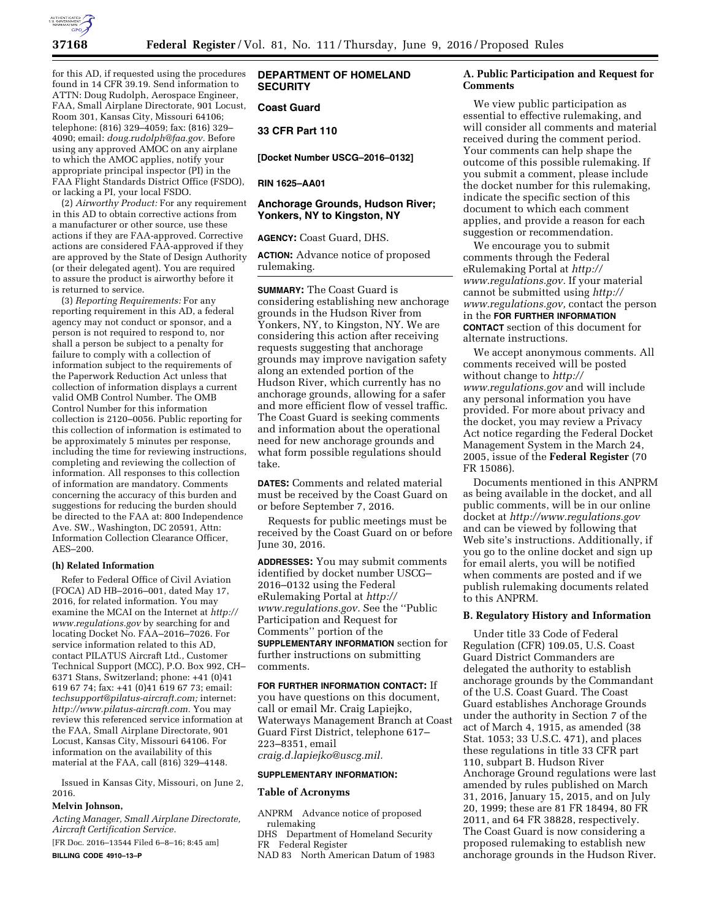for this AD, if requested using the procedures found in 14 CFR 39.19. Send information to ATTN: Doug Rudolph, Aerospace Engineer, FAA, Small Airplane Directorate, 901 Locust, Room 301, Kansas City, Missouri 64106; telephone: (816) 329–4059; fax: (816) 329–4090; email: *doug.rudolph@faa.gov.* Before using any approved AMOC on any airplane to which the AMOC applies, notify your appropriate principal inspector (PI) in the FAA Flight Standards District Office (FSDO), or lacking a PI, your local FSDO.

(2) *Airworthy Product:* For any requirement in this AD to obtain corrective actions from a manufacturer or other source, use these actions if they are FAA-approved. Corrective actions are considered FAA-approved if they are approved by the State of Design Authority (or their delegated agent). You are required to assure the product is airworthy before it is returned to service.

(3) *Reporting Requirements:* For any reporting requirement in this AD, a federal agency may not conduct or sponsor, and a person is not required to respond to, nor shall a person be subject to a penalty for failure to comply with a collection of information subject to the requirements of the Paperwork Reduction Act unless that collection of information displays a current valid OMB Control Number. The OMB Control Number for this information collection is 2120–0056. Public reporting for this collection of information is estimated to be approximately 5 minutes per response, including the time for reviewing instructions, completing and reviewing the collection of information. All responses to this collection of information are mandatory. Comments concerning the accuracy of this burden and suggestions for reducing the burden should be directed to the FAA at: 800 Independence Ave. SW., Washington, DC 20591, Attn: Information Collection Clearance Officer, AES–200.

**(h) Related Information**

Refer to Federal Office of Civil Aviation (FOCA) AD HB–2016–001, dated May 17, 2016, for related information. You may examine the MCAI on the Internet at *http://www.regulations.gov* by searching for and locating Docket No. FAA–2016–7026. For service information related to this AD, contact PILATUS Aircraft Ltd., Customer Technical Support (MCC), P.O. Box 992, CH–6371 Stans, Switzerland; phone: +41 (0)41 619 67 74; fax: +41 (0)41 619 67 73; email: *techsupport@pilatus-aircraft.com;* internet: *http://www.pilatus-aircraft.com.* You may review this referenced service information at the FAA, Small Airplane Directorate, 901 Locust, Kansas City, Missouri 64106. For information on the availability of this material at the FAA, call (816) 329–4148.

Issued in Kansas City, Missouri, on June 2, 2016.

**Melvin Johnson,**

*Acting Manager, Small Airplane Directorate, Aircraft Certification Service.*

[FR Doc. 2016–13544 Filed 6–8–16; 8:45 am]

**BILLING CODE 4910–13–P**

## DEPARTMENT OF HOMELAND SECURITY

### Coast Guard

### 33 CFR Part 110

**[Docket Number USCG–2016–0132]**

**RIN 1625–AA01**

## Anchorage Grounds, Hudson River; Yonkers, NY to Kingston, NY

**AGENCY:** Coast Guard, DHS.

**ACTION:** Advance notice of proposed rulemaking.

**SUMMARY:** The Coast Guard is considering establishing new anchorage grounds in the Hudson River from Yonkers, NY, to Kingston, NY. We are considering this action after receiving requests suggesting that anchorage grounds may improve navigation safety along an extended portion of the Hudson River, which currently has no anchorage grounds, allowing for a safer and more efficient flow of vessel traffic. The Coast Guard is seeking comments and information about the operational need for new anchorage grounds and what form possible regulations should take.

**DATES:** Comments and related material must be received by the Coast Guard on or before September 7, 2016.

Requests for public meetings must be received by the Coast Guard on or before June 30, 2016.

**ADDRESSES:** You may submit comments identified by docket number USCG–2016–0132 using the Federal eRulemaking Portal at *http://www.regulations.gov.* See the ''Public Participation and Request for Comments'' portion of the **SUPPLEMENTARY INFORMATION** section for further instructions on submitting comments.

**FOR FURTHER INFORMATION CONTACT:** If you have questions on this document, call or email Mr. Craig Lapiejko, Waterways Management Branch at Coast Guard First District, telephone 617–223–8351, email *craig.d.lapiejko@uscg.mil.*

**SUPPLEMENTARY INFORMATION:**

### Table of Acronyms

ANPRM Advance notice of proposed rulemaking
DHS Department of Homeland Security
FR Federal Register
NAD 83 North American Datum of 1983

### A. Public Participation and Request for Comments

We view public participation as essential to effective rulemaking, and will consider all comments and material received during the comment period. Your comments can help shape the outcome of this possible rulemaking. If you submit a comment, please include the docket number for this rulemaking, indicate the specific section of this document to which each comment applies, and provide a reason for each suggestion or recommendation.

We encourage you to submit comments through the Federal eRulemaking Portal at *http://www.regulations.gov.* If your material cannot be submitted using *http://www.regulations.gov,* contact the person in the **FOR FURTHER INFORMATION CONTACT** section of this document for alternate instructions.

We accept anonymous comments. All comments received will be posted without change to *http://www.regulations.gov* and will include any personal information you have provided. For more about privacy and the docket, you may review a Privacy Act notice regarding the Federal Docket Management System in the March 24, 2005, issue of the **Federal Register** (70 FR 15086).

Documents mentioned in this ANPRM as being available in the docket, and all public comments, will be in our online docket at *http://www.regulations.gov* and can be viewed by following that Web site's instructions. Additionally, if you go to the online docket and sign up for email alerts, you will be notified when comments are posted and if we publish rulemaking documents related to this ANPRM.

### B. Regulatory History and Information

Under title 33 Code of Federal Regulation (CFR) 109.05, U.S. Coast Guard District Commanders are delegated the authority to establish anchorage grounds by the Commandant of the U.S. Coast Guard. The Coast Guard establishes Anchorage Grounds under the authority in Section 7 of the act of March 4, 1915, as amended (38 Stat. 1053; 33 U.S.C. 471), and places these regulations in title 33 CFR part 110, subpart B. Hudson River Anchorage Ground regulations were last amended by rules published on March 31, 2016, January 15, 2015, and on July 20, 1999; these are 81 FR 18494, 80 FR 2011, and 64 FR 38828, respectively. The Coast Guard is now considering a proposed rulemaking to establish new anchorage grounds in the Hudson River.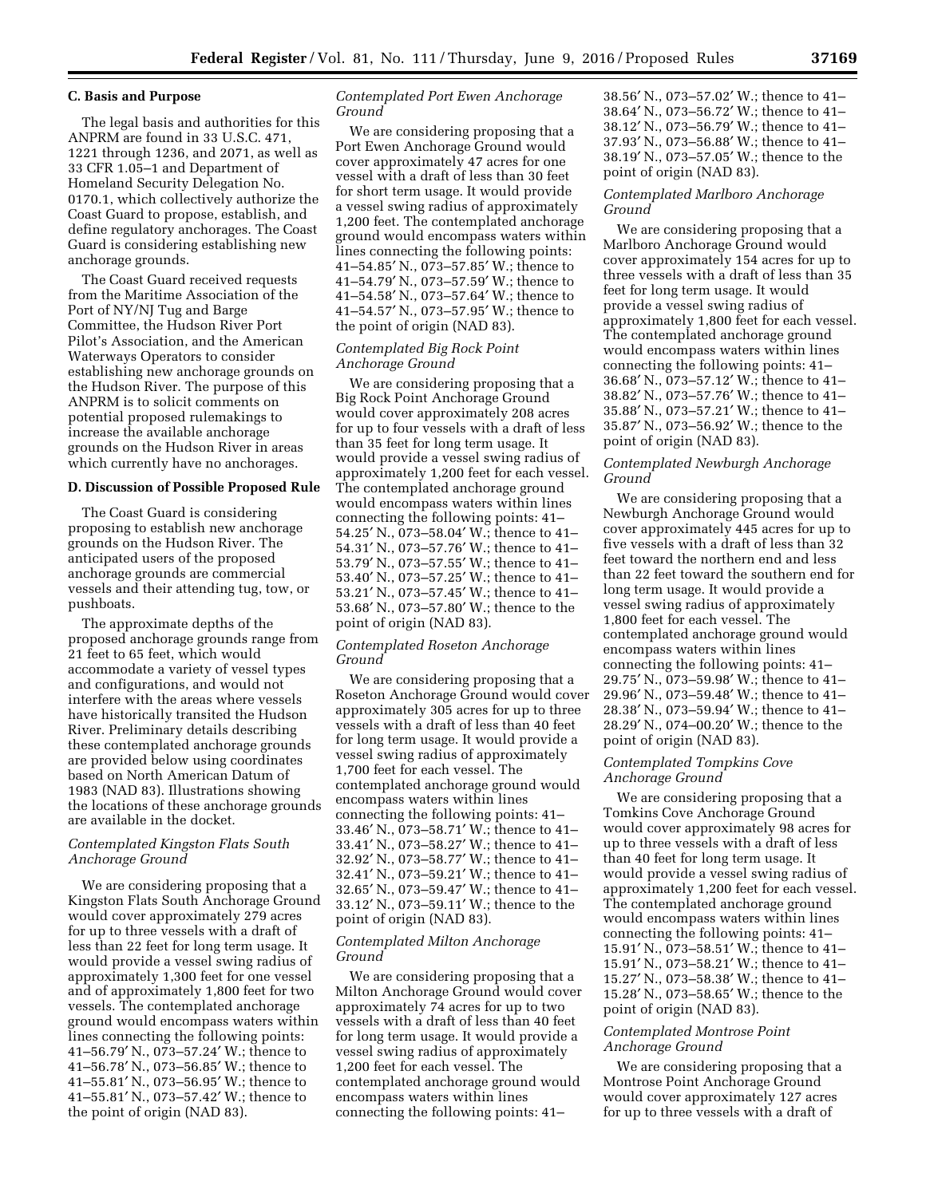### C. Basis and Purpose

The legal basis and authorities for this ANPRM are found in 33 U.S.C. 471, 1221 through 1236, and 2071, as well as 33 CFR 1.05–1 and Department of Homeland Security Delegation No. 0170.1, which collectively authorize the Coast Guard to propose, establish, and define regulatory anchorages. The Coast Guard is considering establishing new anchorage grounds.

The Coast Guard received requests from the Maritime Association of the Port of NY/NJ Tug and Barge Committee, the Hudson River Port Pilot's Association, and the American Waterways Operators to consider establishing new anchorage grounds on the Hudson River. The purpose of this ANPRM is to solicit comments on potential proposed rulemakings to increase the available anchorage grounds on the Hudson River in areas which currently have no anchorages.

### D. Discussion of Possible Proposed Rule

The Coast Guard is considering proposing to establish new anchorage grounds on the Hudson River. The anticipated users of the proposed anchorage grounds are commercial vessels and their attending tug, tow, or pushboats.

The approximate depths of the proposed anchorage grounds range from 21 feet to 65 feet, which would accommodate a variety of vessel types and configurations, and would not interfere with the areas where vessels have historically transited the Hudson River. Preliminary details describing these contemplated anchorage grounds are provided below using coordinates based on North American Datum of 1983 (NAD 83). Illustrations showing the locations of these anchorage grounds are available in the docket.

*Contemplated Kingston Flats South Anchorage Ground*

We are considering proposing that a Kingston Flats South Anchorage Ground would cover approximately 279 acres for up to three vessels with a draft of less than 22 feet for long term usage. It would provide a vessel swing radius of approximately 1,300 feet for one vessel and of approximately 1,800 feet for two vessels. The contemplated anchorage ground would encompass waters within lines connecting the following points: 41–56.79′ N., 073–57.24′ W.; thence to 41–56.78′ N., 073–56.85′ W.; thence to 41–55.81′ N., 073–56.95′ W.; thence to 41–55.81′ N., 073–57.42′ W.; thence to the point of origin (NAD 83).

*Contemplated Port Ewen Anchorage Ground*

We are considering proposing that a Port Ewen Anchorage Ground would cover approximately 47 acres for one vessel with a draft of less than 30 feet for short term usage. It would provide a vessel swing radius of approximately 1,200 feet. The contemplated anchorage ground would encompass waters within lines connecting the following points: 41–54.85′ N., 073–57.85′ W.; thence to 41–54.79′ N., 073–57.59′ W.; thence to 41–54.58′ N., 073–57.64′ W.; thence to 41–54.57′ N., 073–57.95′ W.; thence to the point of origin (NAD 83).

*Contemplated Big Rock Point Anchorage Ground*

We are considering proposing that a Big Rock Point Anchorage Ground would cover approximately 208 acres for up to four vessels with a draft of less than 35 feet for long term usage. It would provide a vessel swing radius of approximately 1,200 feet for each vessel. The contemplated anchorage ground would encompass waters within lines connecting the following points: 41–54.25′ N., 073–58.04′ W.; thence to 41–54.31′ N., 073–57.76′ W.; thence to 41–53.79′ N., 073–57.55′ W.; thence to 41–53.40′ N., 073–57.25′ W.; thence to 41–53.21′ N., 073–57.45′ W.; thence to 41–53.68′ N., 073–57.80′ W.; thence to the point of origin (NAD 83).

*Contemplated Roseton Anchorage Ground*

We are considering proposing that a Roseton Anchorage Ground would cover approximately 305 acres for up to three vessels with a draft of less than 40 feet for long term usage. It would provide a vessel swing radius of approximately 1,700 feet for each vessel. The contemplated anchorage ground would encompass waters within lines connecting the following points: 41–33.46′ N., 073–58.71′ W.; thence to 41–33.41′ N., 073–58.27′ W.; thence to 41–32.92′ N., 073–58.77′ W.; thence to 41–32.41′ N., 073–59.21′ W.; thence to 41–32.65′ N., 073–59.47′ W.; thence to 41–33.12′ N., 073–59.11′ W.; thence to the point of origin (NAD 83).

*Contemplated Milton Anchorage Ground*

We are considering proposing that a Milton Anchorage Ground would cover approximately 74 acres for up to two vessels with a draft of less than 40 feet for long term usage. It would provide a vessel swing radius of approximately 1,200 feet for each vessel. The contemplated anchorage ground would encompass waters within lines connecting the following points: 41–38.56′ N., 073–57.02′ W.; thence to 41–38.64′ N., 073–56.72′ W.; thence to 41–38.12′ N., 073–56.79′ W.; thence to 41–37.93′ N., 073–56.88′ W.; thence to 41–38.19′ N., 073–57.05′ W.; thence to the point of origin (NAD 83).

*Contemplated Marlboro Anchorage Ground*

We are considering proposing that a Marlboro Anchorage Ground would cover approximately 154 acres for up to three vessels with a draft of less than 35 feet for long term usage. It would provide a vessel swing radius of approximately 1,800 feet for each vessel. The contemplated anchorage ground would encompass waters within lines connecting the following points: 41–36.68′ N., 073–57.12′ W.; thence to 41–38.82′ N., 073–57.76′ W.; thence to 41–35.88′ N., 073–57.21′ W.; thence to 41–35.87′ N., 073–56.92′ W.; thence to the point of origin (NAD 83).

*Contemplated Newburgh Anchorage Ground*

We are considering proposing that a Newburgh Anchorage Ground would cover approximately 445 acres for up to five vessels with a draft of less than 32 feet toward the northern end and less than 22 feet toward the southern end for long term usage. It would provide a vessel swing radius of approximately 1,800 feet for each vessel. The contemplated anchorage ground would encompass waters within lines connecting the following points: 41–29.75′ N., 073–59.98′ W.; thence to 41–29.96′ N., 073–59.48′ W.; thence to 41–28.38′ N., 073–59.94′ W.; thence to 41–28.29′ N., 074–00.20′ W.; thence to the point of origin (NAD 83).

*Contemplated Tompkins Cove Anchorage Ground*

We are considering proposing that a Tomkins Cove Anchorage Ground would cover approximately 98 acres for up to three vessels with a draft of less than 40 feet for long term usage. It would provide a vessel swing radius of approximately 1,200 feet for each vessel. The contemplated anchorage ground would encompass waters within lines connecting the following points: 41–15.91′ N., 073–58.51′ W.; thence to 41–15.91′ N., 073–58.21′ W.; thence to 41–15.27′ N., 073–58.38′ W.; thence to 41–15.28′ N., 073–58.65′ W.; thence to the point of origin (NAD 83).

*Contemplated Montrose Point Anchorage Ground*

We are considering proposing that a Montrose Point Anchorage Ground would cover approximately 127 acres for up to three vessels with a draft of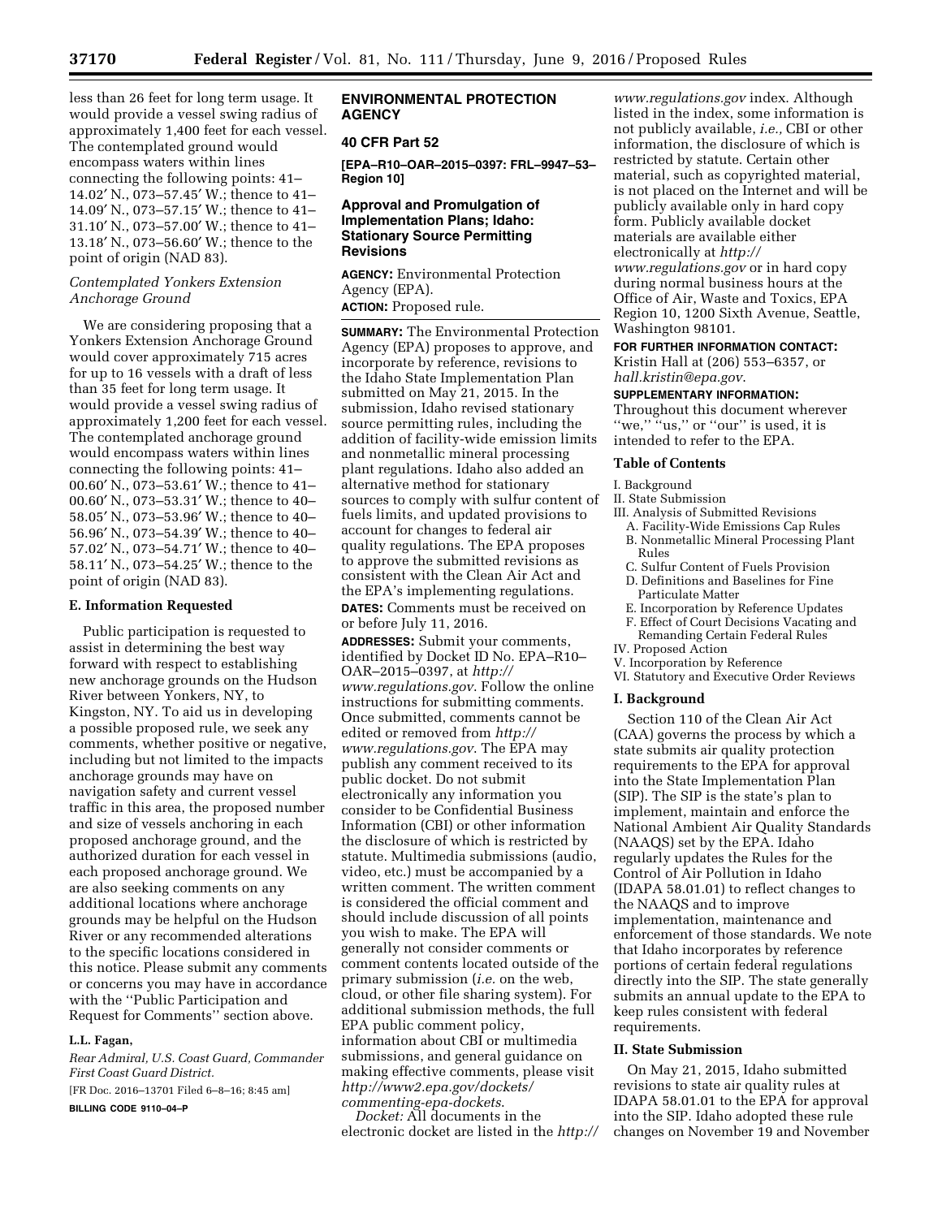less than 26 feet for long term usage. It would provide a vessel swing radius of approximately 1,400 feet for each vessel. The contemplated ground would encompass waters within lines connecting the following points: 41–14.02′ N., 073–57.45′ W.; thence to 41–14.09′ N., 073–57.15′ W.; thence to 41–31.10′ N., 073–57.00′ W.; thence to 41–13.18′ N., 073–56.60′ W.; thence to the point of origin (NAD 83).

*Contemplated Yonkers Extension Anchorage Ground*

We are considering proposing that a Yonkers Extension Anchorage Ground would cover approximately 715 acres for up to 16 vessels with a draft of less than 35 feet for long term usage. It would provide a vessel swing radius of approximately 1,200 feet for each vessel. The contemplated anchorage ground would encompass waters within lines connecting the following points: 41–00.60′ N., 073–53.61′ W.; thence to 41–00.60′ N., 073–53.31′ W.; thence to 40–58.05′ N., 073–53.96′ W.; thence to 40–56.96′ N., 073–54.39′ W.; thence to 40–57.02′ N., 073–54.71′ W.; thence to 40–58.11′ N., 073–54.25′ W.; thence to the point of origin (NAD 83).

**E. Information Requested**

Public participation is requested to assist in determining the best way forward with respect to establishing new anchorage grounds on the Hudson River between Yonkers, NY, to Kingston, NY. To aid us in developing a possible proposed rule, we seek any comments, whether positive or negative, including but not limited to the impacts anchorage grounds may have on navigation safety and current vessel traffic in this area, the proposed number and size of vessels anchoring in each proposed anchorage ground, and the authorized duration for each vessel in each proposed anchorage ground. We are also seeking comments on any additional locations where anchorage grounds may be helpful on the Hudson River or any recommended alterations to the specific locations considered in this notice. Please submit any comments or concerns you may have in accordance with the ''Public Participation and Request for Comments'' section above.

**L.L. Fagan,**

*Rear Admiral, U.S. Coast Guard, Commander First Coast Guard District.*

[FR Doc. 2016–13701 Filed 6–8–16; 8:45 am]

**BILLING CODE 9110–04–P**

## ENVIRONMENTAL PROTECTION AGENCY

## 40 CFR Part 52

**[EPA–R10–OAR–2015–0397: FRL–9947–53–Region 10]**

## Approval and Promulgation of Implementation Plans; Idaho: Stationary Source Permitting Revisions

**AGENCY:** Environmental Protection Agency (EPA).

**ACTION:** Proposed rule.

**SUMMARY:** The Environmental Protection Agency (EPA) proposes to approve, and incorporate by reference, revisions to the Idaho State Implementation Plan submitted on May 21, 2015. In the submission, Idaho revised stationary source permitting rules, including the addition of facility-wide emission limits and nonmetallic mineral processing plant regulations. Idaho also added an alternative method for stationary sources to comply with sulfur content of fuels limits, and updated provisions to account for changes to federal air quality regulations. The EPA proposes to approve the submitted revisions as consistent with the Clean Air Act and the EPA's implementing regulations.

**DATES:** Comments must be received on or before July 11, 2016.

**ADDRESSES:** Submit your comments, identified by Docket ID No. EPA–R10–OAR–2015–0397, at *http://www.regulations.gov*. Follow the online instructions for submitting comments. Once submitted, comments cannot be edited or removed from *http://www.regulations.gov*. The EPA may publish any comment received to its public docket. Do not submit electronically any information you consider to be Confidential Business Information (CBI) or other information the disclosure of which is restricted by statute. Multimedia submissions (audio, video, etc.) must be accompanied by a written comment. The written comment is considered the official comment and should include discussion of all points you wish to make. The EPA will generally not consider comments or comment contents located outside of the primary submission (*i.e.* on the web, cloud, or other file sharing system). For additional submission methods, the full EPA public comment policy, information about CBI or multimedia submissions, and general guidance on making effective comments, please visit *http://www2.epa.gov/dockets/commenting-epa-dockets*.

*Docket:* All documents in the electronic docket are listed in the *http://www.regulations.gov* index. Although listed in the index, some information is not publicly available, *i.e.,* CBI or other information, the disclosure of which is restricted by statute. Certain other material, such as copyrighted material, is not placed on the Internet and will be publicly available only in hard copy form. Publicly available docket materials are available either electronically at *http://www.regulations.gov* or in hard copy during normal business hours at the Office of Air, Waste and Toxics, EPA Region 10, 1200 Sixth Avenue, Seattle, Washington 98101.

**FOR FURTHER INFORMATION CONTACT:** Kristin Hall at (206) 553–6357, or *hall.kristin@epa.gov*.

**SUPPLEMENTARY INFORMATION:** Throughout this document wherever ''we,'' ''us,'' or ''our'' is used, it is intended to refer to the EPA.

**Table of Contents**

I. Background
II. State Submission
III. Analysis of Submitted Revisions
  A. Facility-Wide Emissions Cap Rules
  B. Nonmetallic Mineral Processing Plant Rules
  C. Sulfur Content of Fuels Provision
  D. Definitions and Baselines for Fine Particulate Matter
  E. Incorporation by Reference Updates
  F. Effect of Court Decisions Vacating and Remanding Certain Federal Rules
IV. Proposed Action
V. Incorporation by Reference
VI. Statutory and Executive Order Reviews

### I. Background

Section 110 of the Clean Air Act (CAA) governs the process by which a state submits air quality protection requirements to the EPA for approval into the State Implementation Plan (SIP). The SIP is the state's plan to implement, maintain and enforce the National Ambient Air Quality Standards (NAAQS) set by the EPA. Idaho regularly updates the Rules for the Control of Air Pollution in Idaho (IDAPA 58.01.01) to reflect changes to the NAAQS and to improve implementation, maintenance and enforcement of those standards. We note that Idaho incorporates by reference portions of certain federal regulations directly into the SIP. The state generally submits an annual update to the EPA to keep rules consistent with federal requirements.

### II. State Submission

On May 21, 2015, Idaho submitted revisions to state air quality rules at IDAPA 58.01.01 to the EPA for approval into the SIP. Idaho adopted these rule changes on November 19 and November